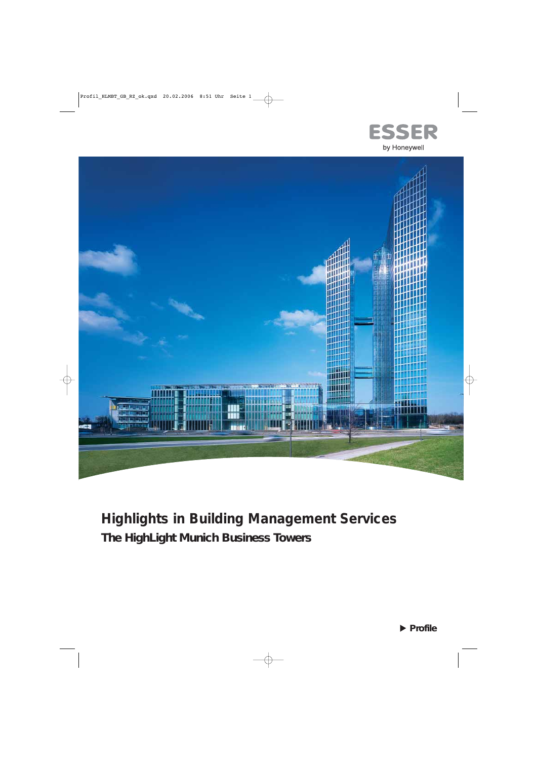ESSER

by Honeywell

# Highlights in Building Management Services

## The HighLight Munich Business Towers

▶ Profile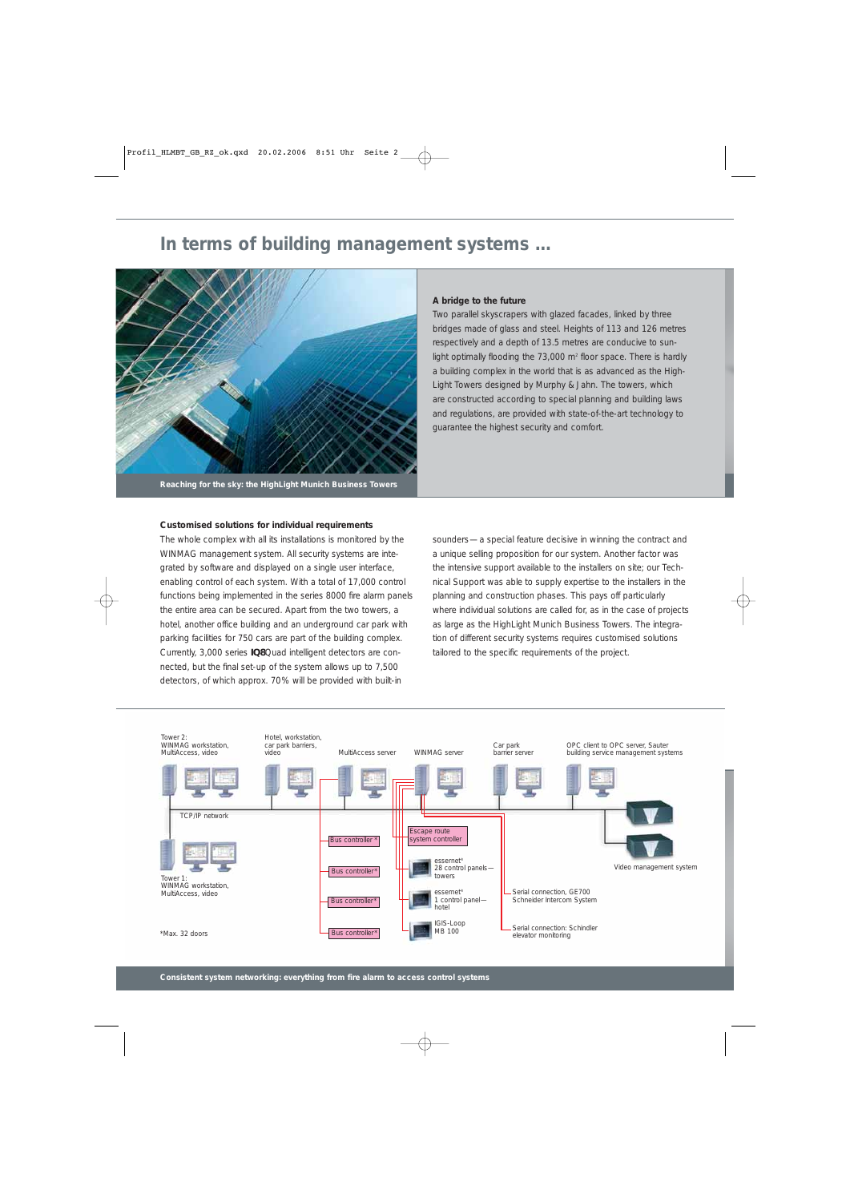# In terms of building management systems ...

Reaching for the sky: the HighLight Munich Business Towers

**A bridge to the future**

Two parallel skyscrapers with glazed facades, linked by three bridges made of glass and steel. Heights of 113 and 126 metres respectively and a depth of 13.5 metres are conducive to sunlight optimally flooding the 73,000 m² floor space. There is hardly a building complex in the world that is as advanced as the HighLight Towers designed by Murphy & Jahn. The towers, which are constructed according to special planning and building laws and regulations, are provided with state-of-the-art technology to guarantee the highest security and comfort.

**Customised solutions for individual requirements**

The whole complex with all its installations is monitored by the WINMAG management system. All security systems are integrated by software and displayed on a single user interface, enabling control of each system. With a total of 17,000 control functions being implemented in the series 8000 fire alarm panels the entire area can be secured. Apart from the two towers, a hotel, another office building and an underground car park with parking facilities for 750 cars are part of the building complex. Currently, 3,000 series **IQ8**Quad intelligent detectors are connected, but the final set-up of the system allows up to 7,500 detectors, of which approx. 70% will be provided with built-in sounders — a special feature decisive in winning the contract and a unique selling proposition for our system. Another factor was the intensive support available to the installers on site; our Technical Support was able to supply expertise to the installers in the planning and construction phases. This pays off particularly where individual solutions are called for, as in the case of projects as large as the HighLight Munich Business Towers. The integration of different security systems requires customised solutions tailored to the specific requirements of the project.

Tower 2: WINMAG workstation, MultiAccess, video
Hotel, workstation, car park barriers, video
MultiAccess server
WINMAG server
Car park barrier server
OPC client to OPC server, Sauter building service management systems
TCP/IP network
Tower 1: WINMAG workstation, MultiAccess, video
Bus controller*
Bus controller*
Bus controller*
Bus controller*
Escape route system controller
essernet® 28 control panels — towers
essernet® 1 control panel — hotel
IGIS-Loop MB 100
Serial connection, GE700 Schneider Intercom System
Serial connection: Schindler elevator monitoring
Video management system
*Max. 32 doors

Consistent system networking: everything from fire alarm to access control systems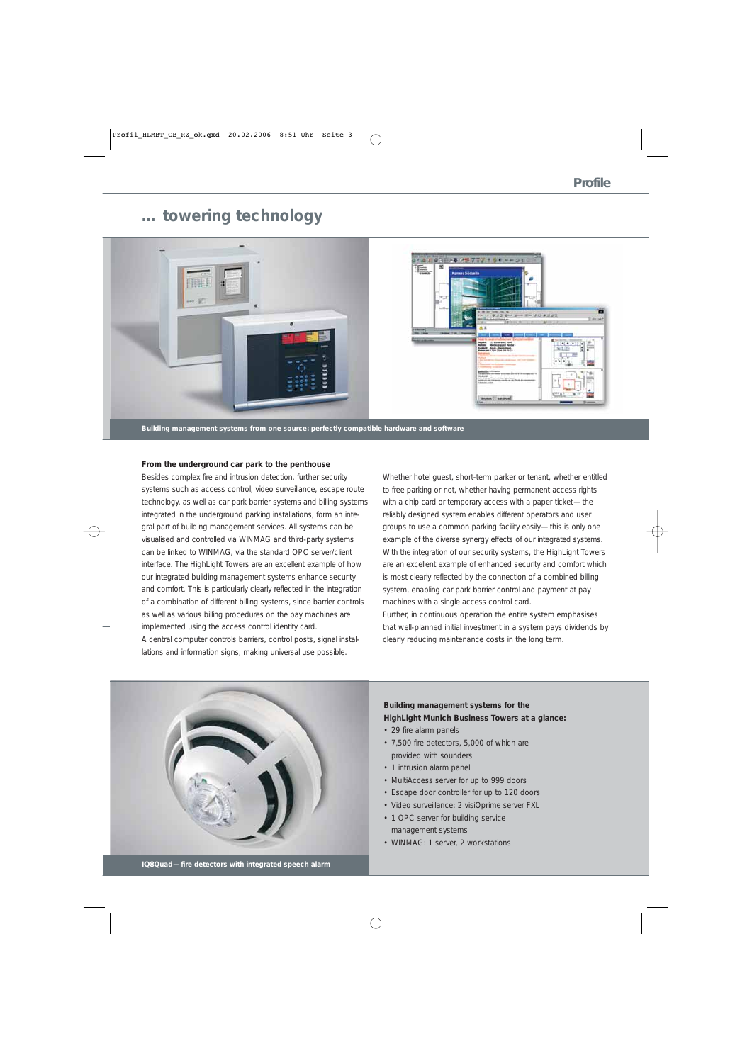# ... towering technology

Building management systems from one source: perfectly compatible hardware and software

### From the underground car park to the penthouse

Besides complex fire and intrusion detection, further security systems such as access control, video surveillance, escape route technology, as well as car park barrier systems and billing systems integrated in the underground parking installations, form an integral part of building management services. All systems can be visualised and controlled via WINMAG and third-party systems can be linked to WINMAG, via the standard OPC server/client interface. The HighLight Towers are an excellent example of how our integrated building management systems enhance security and comfort. This is particularly clearly reflected in the integration of a combination of different billing systems, since barrier controls as well as various billing procedures on the pay machines are implemented using the access control identity card.

A central computer controls barriers, control posts, signal installations and information signs, making universal use possible.

Whether hotel guest, short-term parker or tenant, whether entitled to free parking or not, whether having permanent access rights with a chip card or temporary access with a paper ticket — the reliably designed system enables different operators and user groups to use a common parking facility easily — this is only one example of the diverse synergy effects of our integrated systems. With the integration of our security systems, the HighLight Towers are an excellent example of enhanced security and comfort which is most clearly reflected by the connection of a combined billing system, enabling car park barrier control and payment at pay machines with a single access control card.

Further, in continuous operation the entire system emphasises that well-planned initial investment in a system pays dividends by clearly reducing maintenance costs in the long term.

IQ8Quad — fire detectors with integrated speech alarm

**Building management systems for the HighLight Munich Business Towers at a glance:**

- 29 fire alarm panels
- 7,500 fire detectors, 5,000 of which are provided with sounders
- 1 intrusion alarm panel
- MultiAccess server for up to 999 doors
- Escape door controller for up to 120 doors
- Video surveillance: 2 visiOprime server FXL
- 1 OPC server for building service management systems
- WINMAG: 1 server, 2 workstations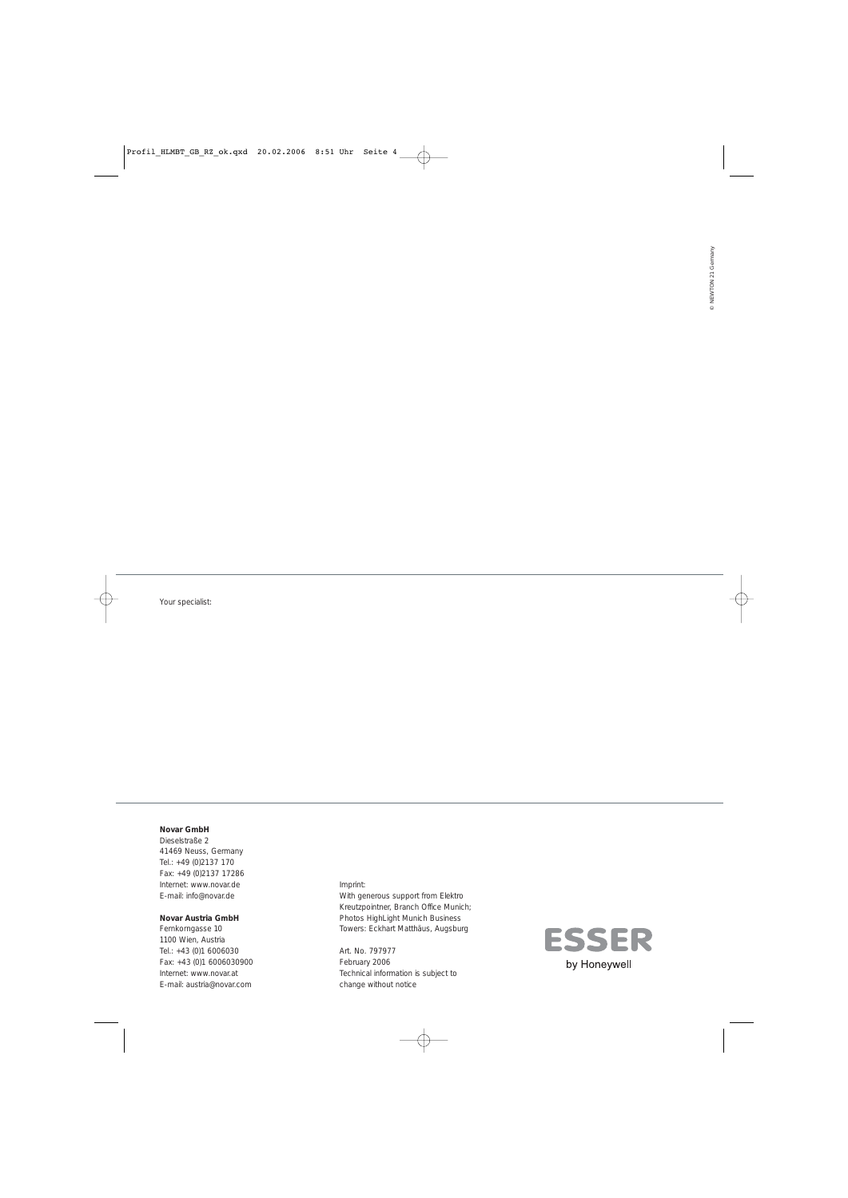Your specialist:

**Novar GmbH**
Dieselstraße 2
41469 Neuss, Germany
Tel.: +49 (0)2137 170
Fax: +49 (0)2137 17286
Internet: www.novar.de
E-mail: info@novar.de

**Novar Austria GmbH**
Fernkorngasse 10
1100 Wien, Austria
Tel.: +43 (0)1 6006030
Fax: +43 (0)1 6006030900
Internet: www.novar.at
E-mail: austria@novar.com

Imprint:
With generous support from Elektro Kreutzpointner, Branch Office Munich;
Photos HighLight Munich Business Towers: Eckhart Matthäus, Augsburg

Art. No. 797977
February 2006
Technical information is subject to change without notice

ESSER
by Honeywell

© NEWTON 21 Germany